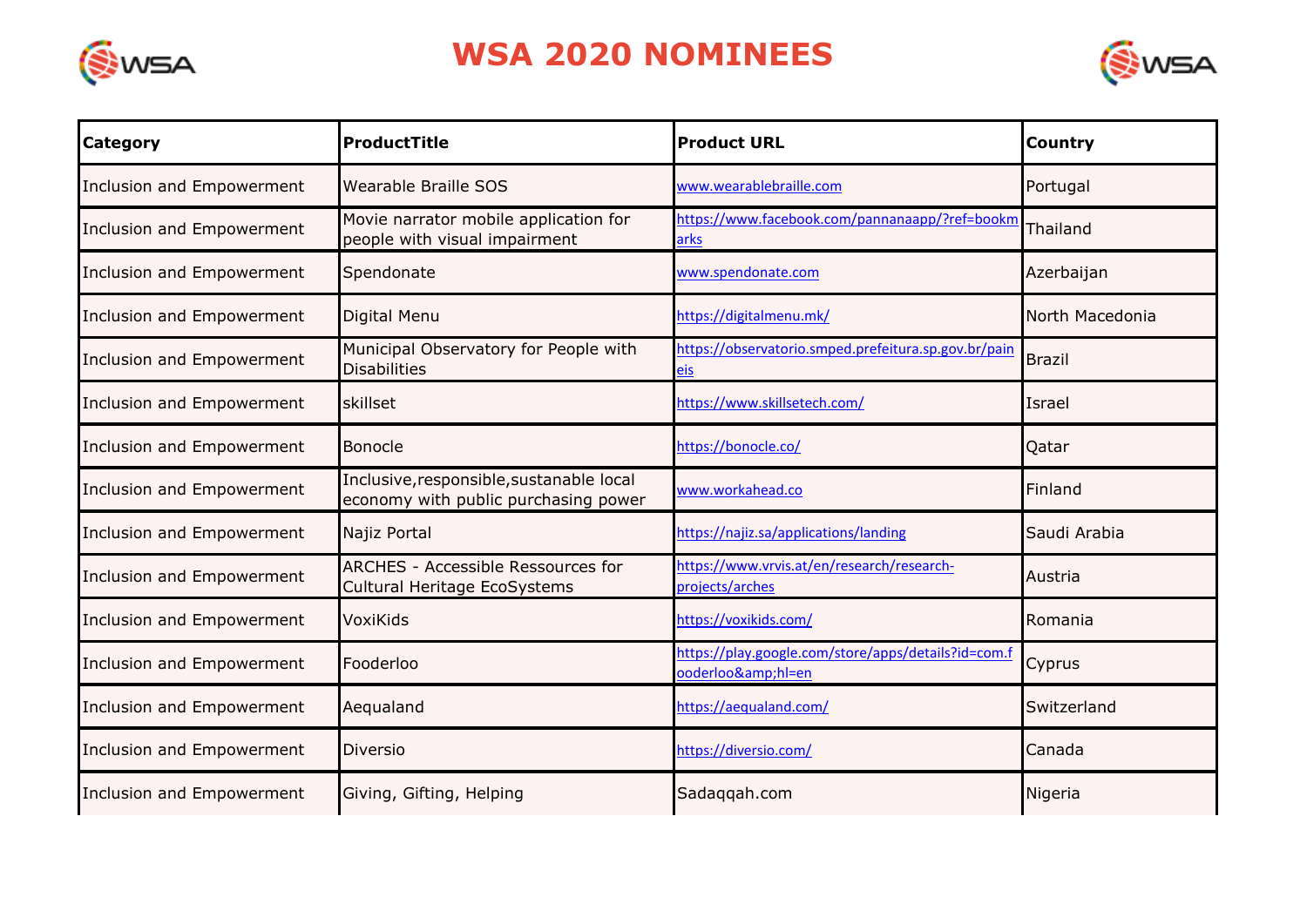# WSA 2020 NOMINEES

| Category | ProductTitle | Product URL | Country |
|---|---|---|---|
| Inclusion and Empowerment | Wearable Braille SOS | www.wearablebraille.com | Portugal |
| Inclusion and Empowerment | Movie narrator mobile application for people with visual impairment | https://www.facebook.com/pannanaapp/?ref=bookmarks | Thailand |
| Inclusion and Empowerment | Spendonate | www.spendonate.com | Azerbaijan |
| Inclusion and Empowerment | Digital Menu | https://digitalmenu.mk/ | North Macedonia |
| Inclusion and Empowerment | Municipal Observatory for People with Disabilities | https://observatorio.smped.prefeitura.sp.gov.br/paineis | Brazil |
| Inclusion and Empowerment | skillset | https://www.skillsetech.com/ | Israel |
| Inclusion and Empowerment | Bonocle | https://bonocle.co/ | Qatar |
| Inclusion and Empowerment | Inclusive,responsible,sustanable local economy with public purchasing power | www.workahead.co | Finland |
| Inclusion and Empowerment | Najiz Portal | https://najiz.sa/applications/landing | Saudi Arabia |
| Inclusion and Empowerment | ARCHES - Accessible Ressources for Cultural Heritage EcoSystems | https://www.vrvis.at/en/research/research-projects/arches | Austria |
| Inclusion and Empowerment | VoxiKids | https://voxikids.com/ | Romania |
| Inclusion and Empowerment | Fooderloo | https://play.google.com/store/apps/details?id=com.fooderloo&amp;hl=en | Cyprus |
| Inclusion and Empowerment | Aequaland | https://aequaland.com/ | Switzerland |
| Inclusion and Empowerment | Diversio | https://diversio.com/ | Canada |
| Inclusion and Empowerment | Giving, Gifting, Helping | Sadaqqah.com | Nigeria |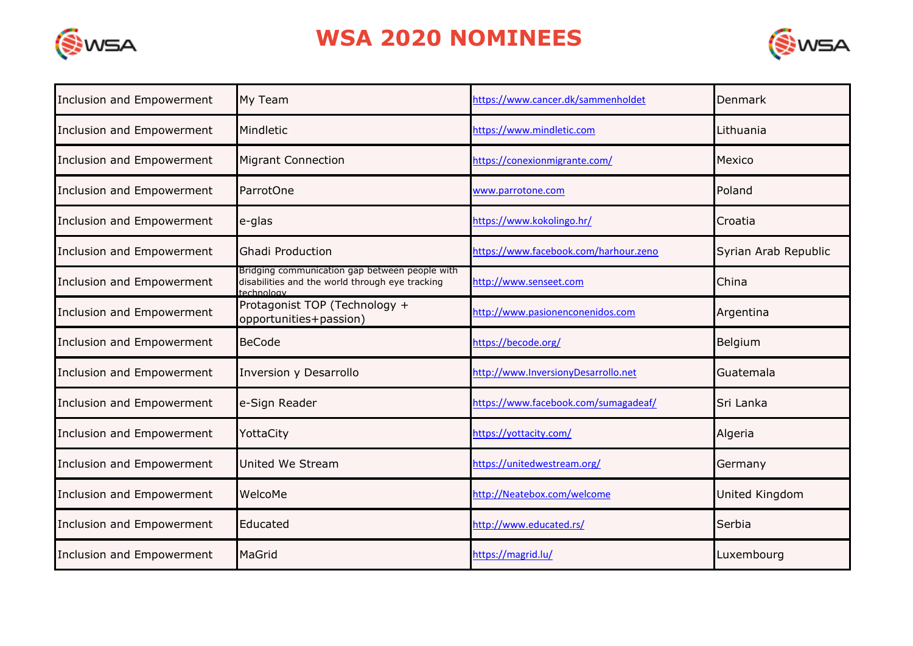# WSA 2020 NOMINEES

| | | | |
|---|---|---|---|
| Inclusion and Empowerment | My Team | https://www.cancer.dk/sammenholdet | Denmark |
| Inclusion and Empowerment | Mindletic | https://www.mindletic.com | Lithuania |
| Inclusion and Empowerment | Migrant Connection | https://conexionmigrante.com/ | Mexico |
| Inclusion and Empowerment | ParrotOne | www.parrotone.com | Poland |
| Inclusion and Empowerment | e-glas | https://www.kokolingo.hr/ | Croatia |
| Inclusion and Empowerment | Ghadi Production | https://www.facebook.com/harhour.zeno | Syrian Arab Republic |
| Inclusion and Empowerment | Bridging communication gap between people with disabilities and the world through eye tracking technology | http://www.senseet.com | China |
| Inclusion and Empowerment | Protagonist TOP (Technology + opportunities+passion) | http://www.pasionenconenidos.com | Argentina |
| Inclusion and Empowerment | BeCode | https://becode.org/ | Belgium |
| Inclusion and Empowerment | Inversion y Desarrollo | http://www.InversionyDesarrollo.net | Guatemala |
| Inclusion and Empowerment | e-Sign Reader | https://www.facebook.com/sumagadeaf/ | Sri Lanka |
| Inclusion and Empowerment | YottaCity | https://yottacity.com/ | Algeria |
| Inclusion and Empowerment | United We Stream | https://unitedwestream.org/ | Germany |
| Inclusion and Empowerment | WelcoMe | http://Neatebox.com/welcome | United Kingdom |
| Inclusion and Empowerment | Educated | http://www.educated.rs/ | Serbia |
| Inclusion and Empowerment | MaGrid | https://magrid.lu/ | Luxembourg |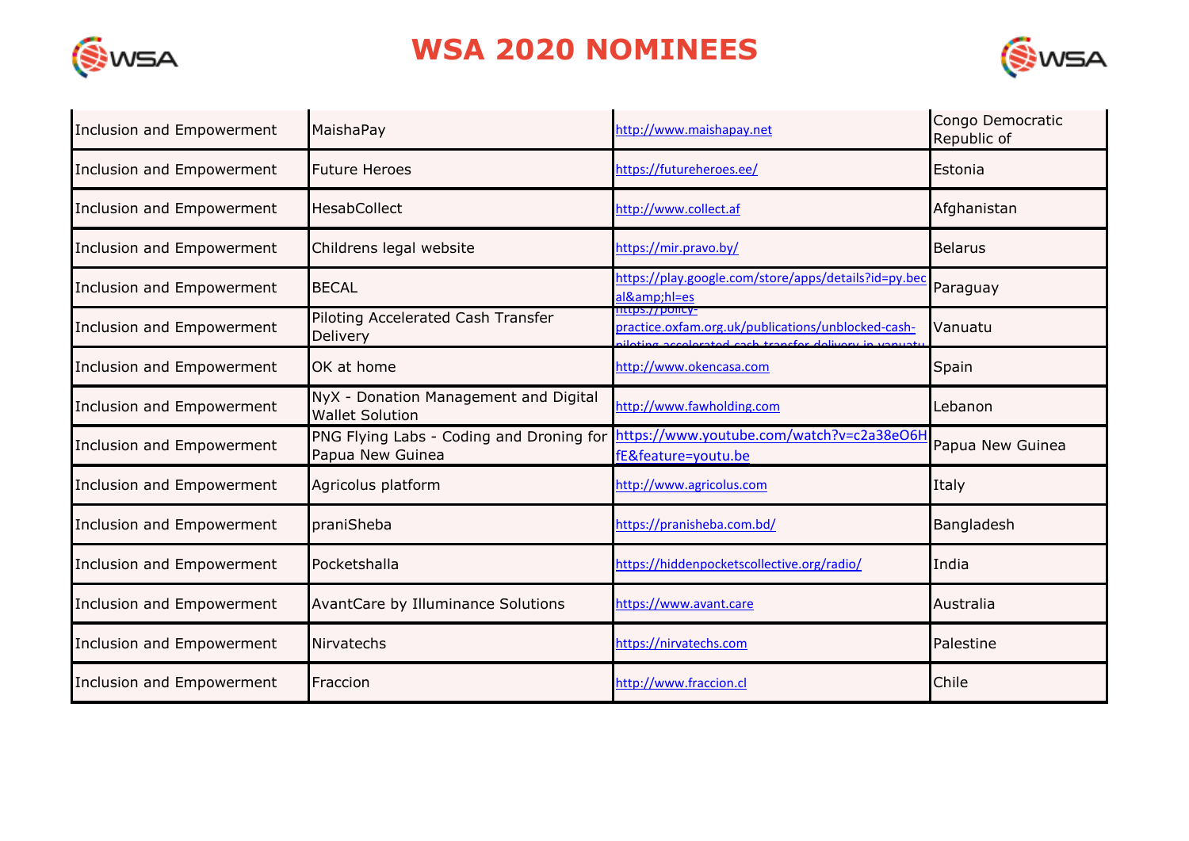# WSA 2020 NOMINEES

| | | | |
|---|---|---|---|
| Inclusion and Empowerment | MaishaPay | http://www.maishapay.net | Congo Democratic Republic of |
| Inclusion and Empowerment | Future Heroes | https://futureheroes.ee/ | Estonia |
| Inclusion and Empowerment | HesabCollect | http://www.collect.af | Afghanistan |
| Inclusion and Empowerment | Childrens legal website | https://mir.pravo.by/ | Belarus |
| Inclusion and Empowerment | BECAL | https://play.google.com/store/apps/details?id=py.becal&amp;hl=es | Paraguay |
| Inclusion and Empowerment | Piloting Accelerated Cash Transfer Delivery | https://policy-practice.oxfam.org.uk/publications/unblocked-cash-piloting-accelerated-cash-transfer-delivery-in-vanuatu | Vanuatu |
| Inclusion and Empowerment | OK at home | http://www.okencasa.com | Spain |
| Inclusion and Empowerment | NyX - Donation Management and Digital Wallet Solution | http://www.fawholding.com | Lebanon |
| Inclusion and Empowerment | PNG Flying Labs - Coding and Droning for Papua New Guinea | https://www.youtube.com/watch?v=c2a38eO6HfE&feature=youtu.be | Papua New Guinea |
| Inclusion and Empowerment | Agricolus platform | http://www.agricolus.com | Italy |
| Inclusion and Empowerment | praniSheba | https://pranisheba.com.bd/ | Bangladesh |
| Inclusion and Empowerment | Pocketshalla | https://hiddenpocketscollective.org/radio/ | India |
| Inclusion and Empowerment | AvantCare by Illuminance Solutions | https://www.avant.care | Australia |
| Inclusion and Empowerment | Nirvatechs | https://nirvatechs.com | Palestine |
| Inclusion and Empowerment | Fraccion | http://www.fraccion.cl | Chile |